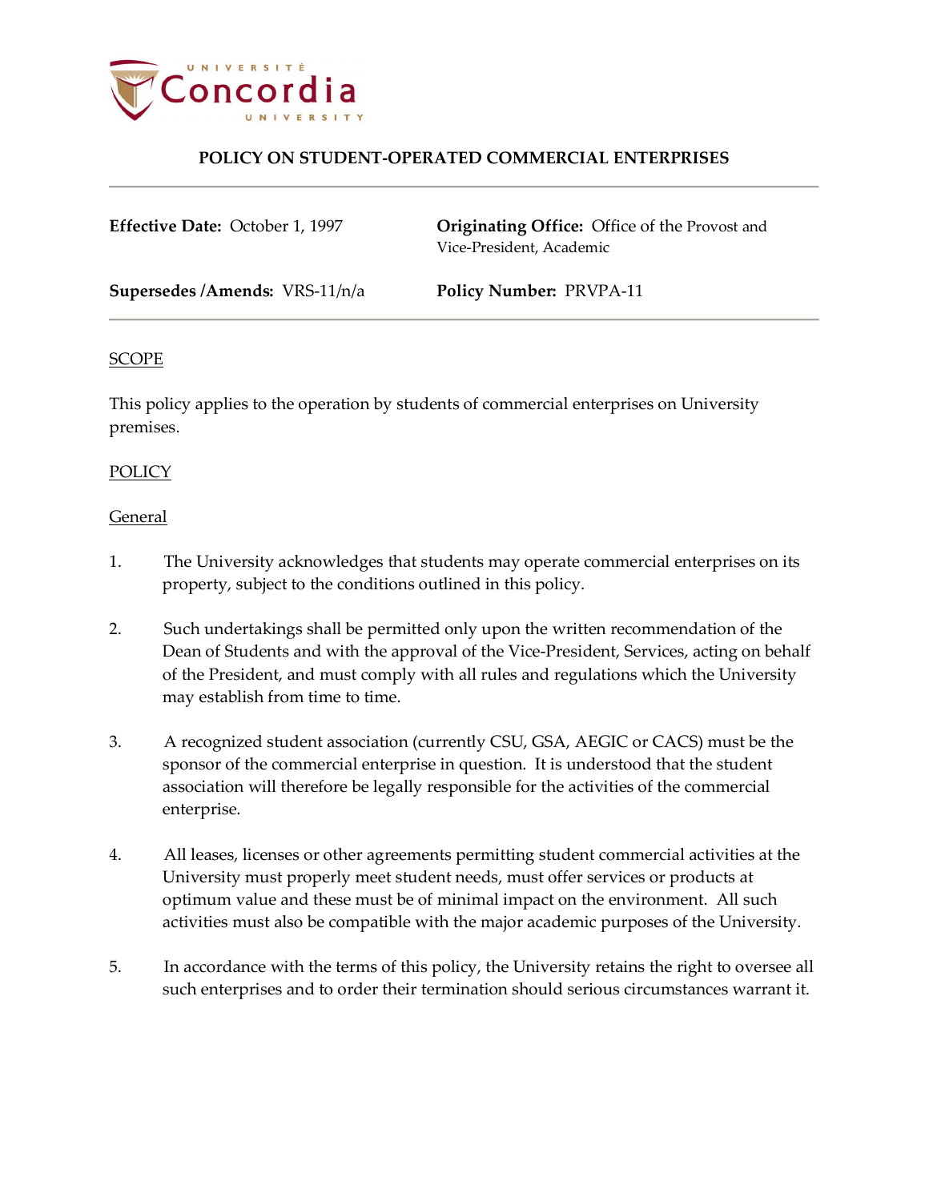# POLICY ON STUDENT-OPERATED COMMERCIAL ENTERPRISES

**Effective Date:** October 1, 1997

**Originating Office:** Office of the Provost and Vice-President, Academic

**Supersedes /Amends:** VRS-11/n/a

**Policy Number:** PRVPA-11

## SCOPE

This policy applies to the operation by students of commercial enterprises on University premises.

## POLICY

### General

1. The University acknowledges that students may operate commercial enterprises on its property, subject to the conditions outlined in this policy.

2. Such undertakings shall be permitted only upon the written recommendation of the Dean of Students and with the approval of the Vice-President, Services, acting on behalf of the President, and must comply with all rules and regulations which the University may establish from time to time.

3. A recognized student association (currently CSU, GSA, AEGIC or CACS) must be the sponsor of the commercial enterprise in question. It is understood that the student association will therefore be legally responsible for the activities of the commercial enterprise.

4. All leases, licenses or other agreements permitting student commercial activities at the University must properly meet student needs, must offer services or products at optimum value and these must be of minimal impact on the environment. All such activities must also be compatible with the major academic purposes of the University.

5. In accordance with the terms of this policy, the University retains the right to oversee all such enterprises and to order their termination should serious circumstances warrant it.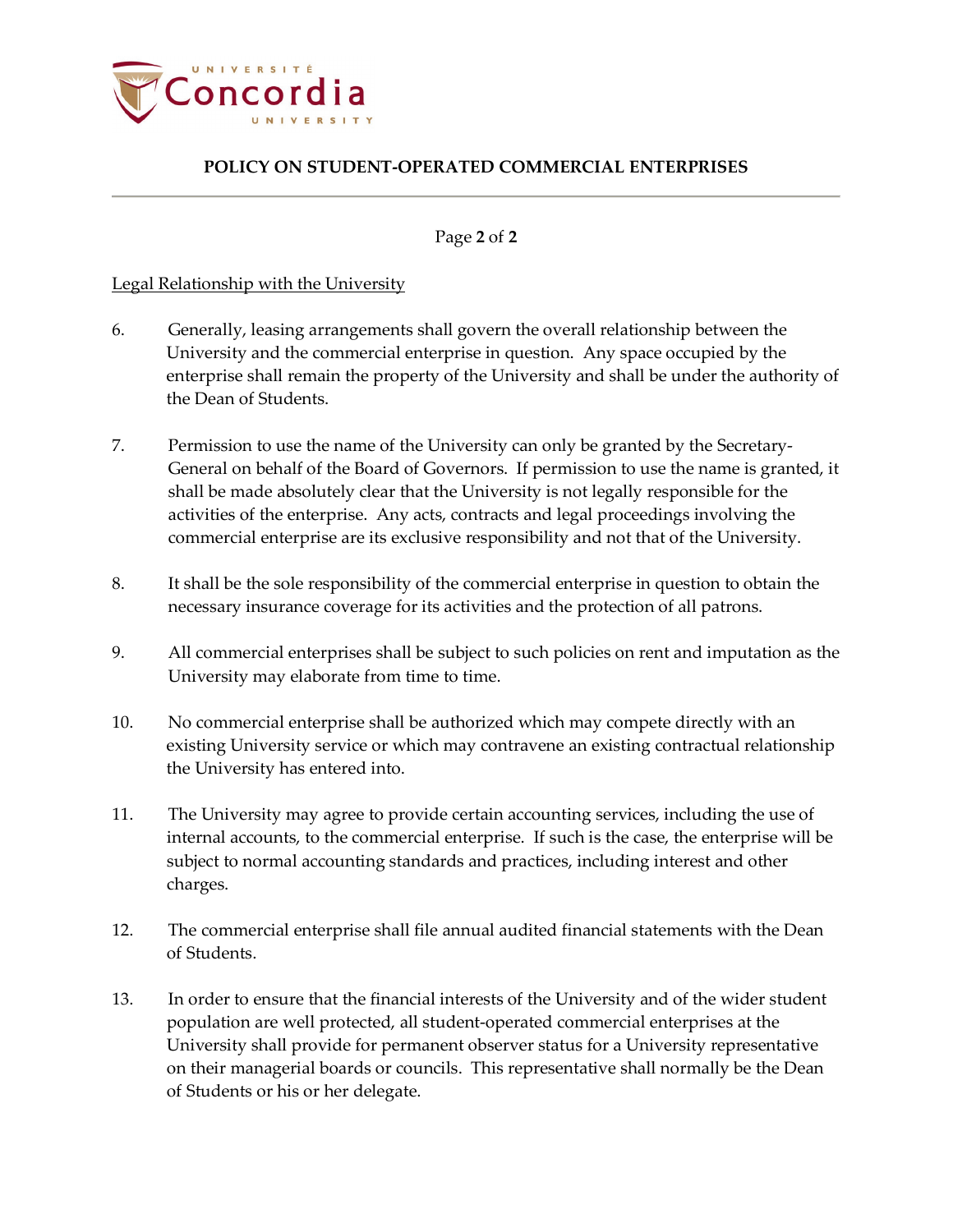## Legal Relationship with the University

6. Generally, leasing arrangements shall govern the overall relationship between the University and the commercial enterprise in question. Any space occupied by the enterprise shall remain the property of the University and shall be under the authority of the Dean of Students.

7. Permission to use the name of the University can only be granted by the Secretary-General on behalf of the Board of Governors. If permission to use the name is granted, it shall be made absolutely clear that the University is not legally responsible for the activities of the enterprise. Any acts, contracts and legal proceedings involving the commercial enterprise are its exclusive responsibility and not that of the University.

8. It shall be the sole responsibility of the commercial enterprise in question to obtain the necessary insurance coverage for its activities and the protection of all patrons.

9. All commercial enterprises shall be subject to such policies on rent and imputation as the University may elaborate from time to time.

10. No commercial enterprise shall be authorized which may compete directly with an existing University service or which may contravene an existing contractual relationship the University has entered into.

11. The University may agree to provide certain accounting services, including the use of internal accounts, to the commercial enterprise. If such is the case, the enterprise will be subject to normal accounting standards and practices, including interest and other charges.

12. The commercial enterprise shall file annual audited financial statements with the Dean of Students.

13. In order to ensure that the financial interests of the University and of the wider student population are well protected, all student-operated commercial enterprises at the University shall provide for permanent observer status for a University representative on their managerial boards or councils. This representative shall normally be the Dean of Students or his or her delegate.